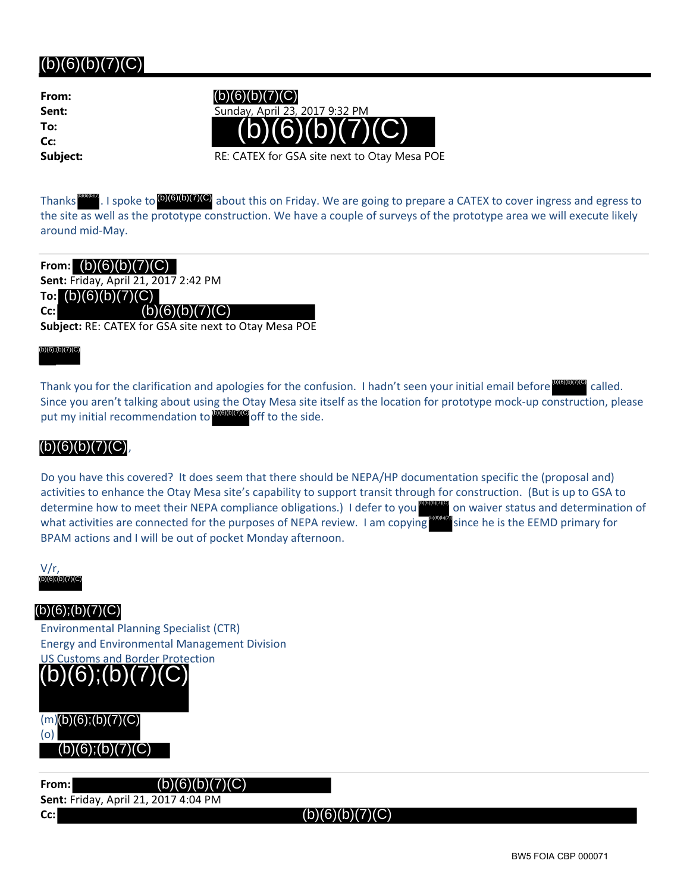# (b)(6)(b)(7)(C)

**From:** (b)(6)(b)(7)(C)
**Sent:** Sunday, April 23, 2017 9:32 PM
**To:** (b)(6)(b)(7)(C)
**Cc:**
**Subject:** RE: CATEX for GSA site next to Otay Mesa POE

Thanks (b)(6)(b)(7). I spoke to (b)(6)(b)(7)(C) about this on Friday. We are going to prepare a CATEX to cover ingress and egress to the site as well as the prototype construction. We have a couple of surveys of the prototype area we will execute likely around mid-May.

---

**From:** (b)(6)(b)(7)(C)
**Sent:** Friday, April 21, 2017 2:42 PM
**To:** (b)(6)(b)(7)(C)
**Cc:** (b)(6)(b)(7)(C)
**Subject:** RE: CATEX for GSA site next to Otay Mesa POE

(b)(6);(b)(7)(C)

Thank you for the clarification and apologies for the confusion. I hadn't seen your initial email before (b)(6)(b)(7)(C) called. Since you aren't talking about using the Otay Mesa site itself as the location for prototype mock-up construction, please put my initial recommendation to (b)(6)(b)(7)(C) off to the side.

(b)(6)(b)(7)(C),

Do you have this covered? It does seem that there should be NEPA/HP documentation specific the (proposal and) activities to enhance the Otay Mesa site's capability to support transit through for construction. (But is up to GSA to determine how to meet their NEPA compliance obligations.) I defer to you (b)(6)(b)(7)(C) on waiver status and determination of what activities are connected for the purposes of NEPA review. I am copying (b)(6)(b)(7) since he is the EEMD primary for BPAM actions and I will be out of pocket Monday afternoon.

V/r,
(b)(6);(b)(7)(C)

(b)(6);(b)(7)(C)
Environmental Planning Specialist (CTR)
Energy and Environmental Management Division
US Customs and Border Protection
(b)(6);(b)(7)(C)
(m) (b)(6);(b)(7)(C)
(o)
(b)(6);(b)(7)(C)

---

**From:** (b)(6)(b)(7)(C)
**Sent:** Friday, April 21, 2017 4:04 PM
**Cc:** (b)(6)(b)(7)(C)

BW5 FOIA CBP 000071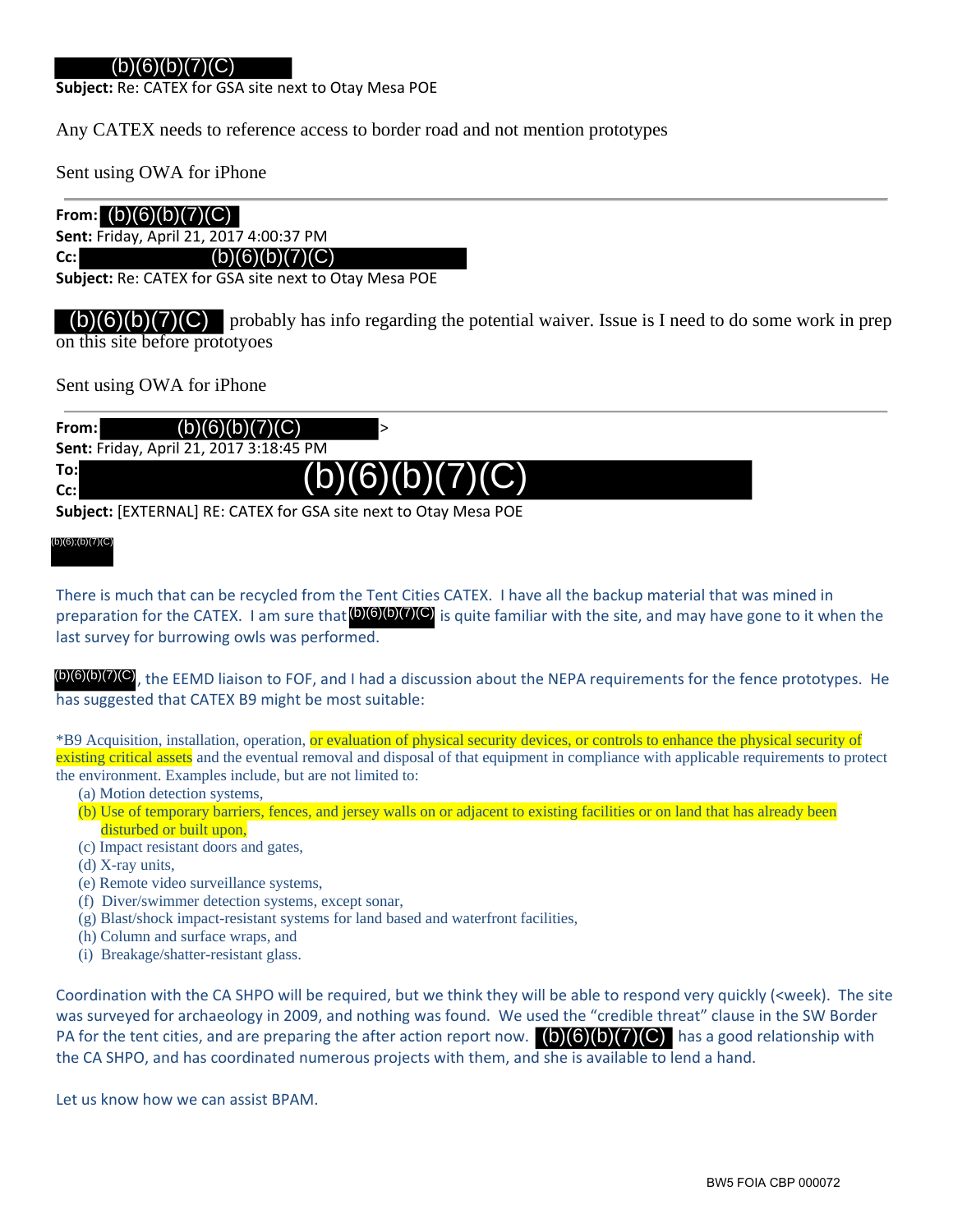(b)(6)(b)(7)(C)
**Subject:** Re: CATEX for GSA site next to Otay Mesa POE

Any CATEX needs to reference access to border road and not mention prototypes

Sent using OWA for iPhone

---

**From:** (b)(6)(b)(7)(C)
**Sent:** Friday, April 21, 2017 4:00:37 PM
**Cc:** (b)(6)(b)(7)(C)
**Subject:** Re: CATEX for GSA site next to Otay Mesa POE

(b)(6)(b)(7)(C) probably has info regarding the potential waiver. Issue is I need to do some work in prep on this site before prototyoes

Sent using OWA for iPhone

---

**From:** (b)(6)(b)(7)(C) >
**Sent:** Friday, April 21, 2017 3:18:45 PM
**To:** (b)(6)(b)(7)(C)
**Cc:**
**Subject:** [EXTERNAL] RE: CATEX for GSA site next to Otay Mesa POE

(b)(6);(b)(7)(C)

There is much that can be recycled from the Tent Cities CATEX. I have all the backup material that was mined in preparation for the CATEX. I am sure that (b)(6)(b)(7)(C) is quite familiar with the site, and may have gone to it when the last survey for burrowing owls was performed.

(b)(6)(b)(7)(C), the EEMD liaison to FOF, and I had a discussion about the NEPA requirements for the fence prototypes. He has suggested that CATEX B9 might be most suitable:

*B9 Acquisition, installation, operation, or evaluation of physical security devices, or controls to enhance the physical security of existing critical assets and the eventual removal and disposal of that equipment in compliance with applicable requirements to protect the environment. Examples include, but are not limited to:

(a) Motion detection systems,
(b) Use of temporary barriers, fences, and jersey walls on or adjacent to existing facilities or on land that has already been disturbed or built upon,
(c) Impact resistant doors and gates,
(d) X-ray units,
(e) Remote video surveillance systems,
(f) Diver/swimmer detection systems, except sonar,
(g) Blast/shock impact-resistant systems for land based and waterfront facilities,
(h) Column and surface wraps, and
(i) Breakage/shatter-resistant glass.

Coordination with the CA SHPO will be required, but we think they will be able to respond very quickly (<week). The site was surveyed for archaeology in 2009, and nothing was found. We used the "credible threat" clause in the SW Border PA for the tent cities, and are preparing the after action report now. (b)(6)(b)(7)(C) has a good relationship with the CA SHPO, and has coordinated numerous projects with them, and she is available to lend a hand.

Let us know how we can assist BPAM.

BW5 FOIA CBP 000072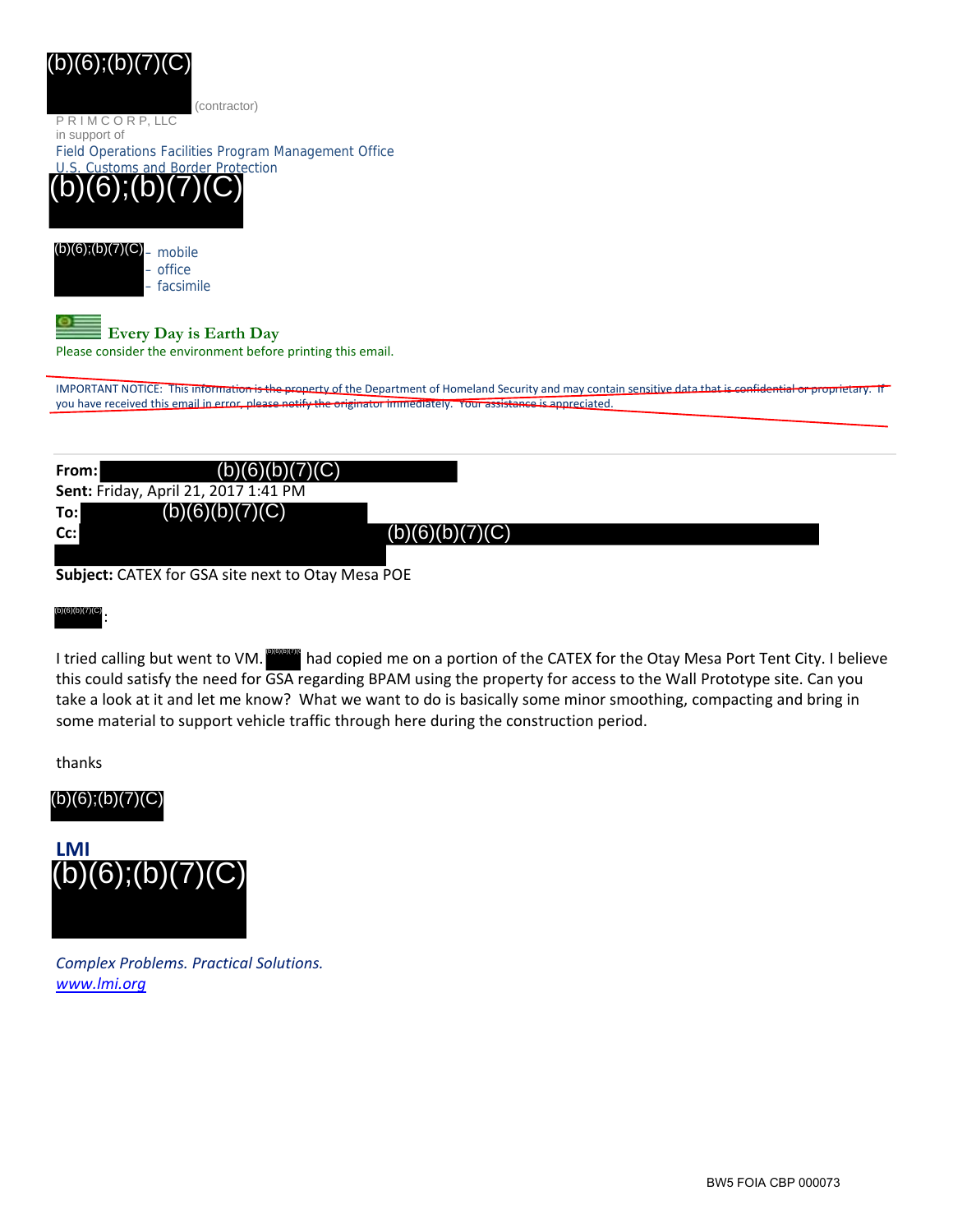(b)(6);(b)(7)(C)

(contractor)

P R I M C O R P, LLC
in support of
Field Operations Facilities Program Management Office
U.S. Customs and Border Protection

(b)(6);(b)(7)(C)

(b)(6);(b)(7)(C) – mobile
– office
– facsimile

**Every Day is Earth Day**
Please consider the environment before printing this email.

~~IMPORTANT NOTICE: This information is the property of the Department of Homeland Security and may contain sensitive data that is confidential or proprietary. If you have received this email in error, please notify the originator immediately. Your assistance is appreciated.~~

---

**From:** (b)(6)(b)(7)(C)
**Sent:** Friday, April 21, 2017 1:41 PM
**To:** (b)(6)(b)(7)(C)
**Cc:** (b)(6)(b)(7)(C)
**Subject:** CATEX for GSA site next to Otay Mesa POE

(b)(6)(b)(7)(C):

I tried calling but went to VM. (b)(6)(b)(7)(C) had copied me on a portion of the CATEX for the Otay Mesa Port Tent City. I believe this could satisfy the need for GSA regarding BPAM using the property for access to the Wall Prototype site. Can you take a look at it and let me know? What we want to do is basically some minor smoothing, compacting and bring in some material to support vehicle traffic through here during the construction period.

thanks

(b)(6);(b)(7)(C)

**LMI**
(b)(6);(b)(7)(C)

*Complex Problems. Practical Solutions.*
*www.lmi.org*

BW5 FOIA CBP 000073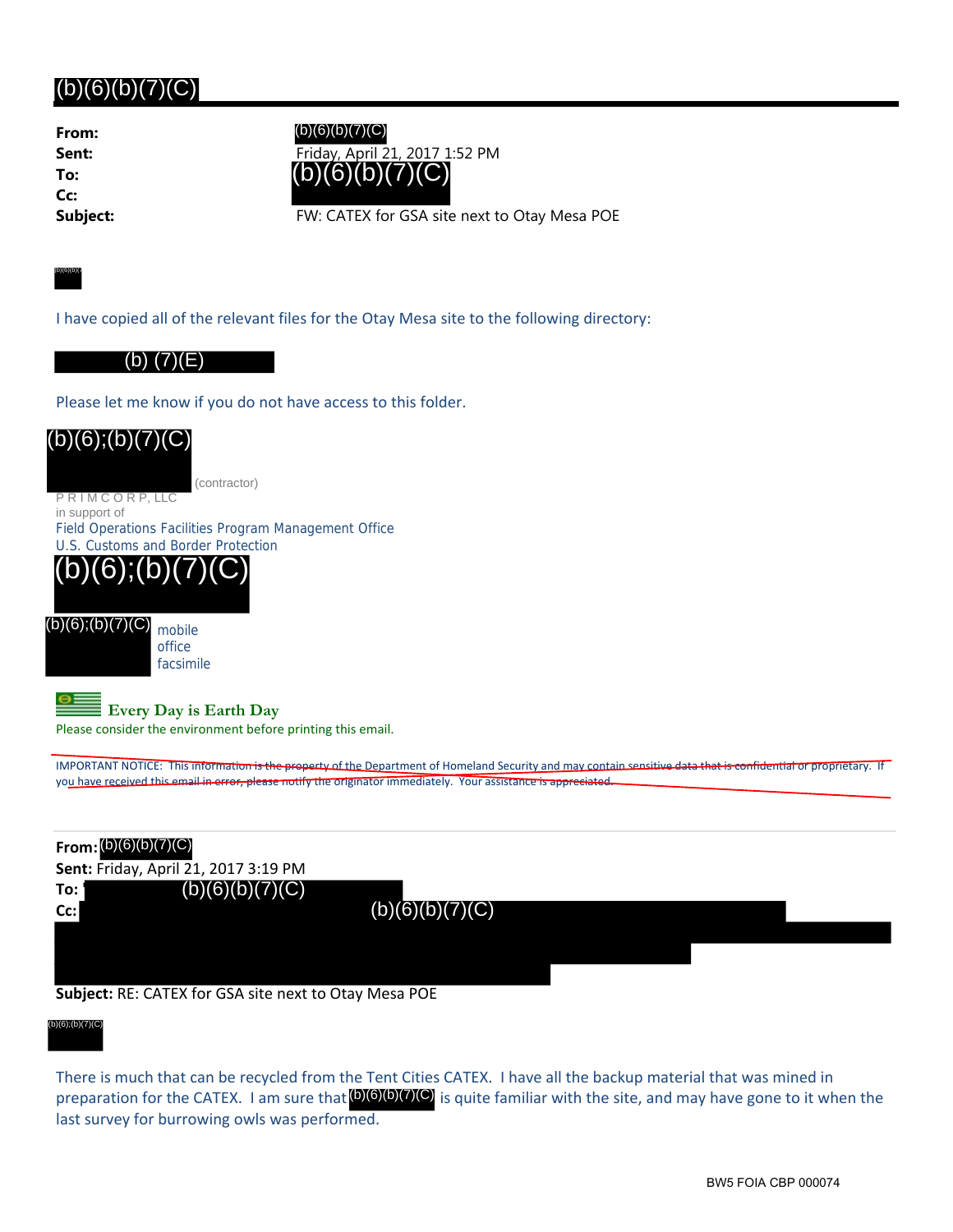# (b)(6)(b)(7)(C)

**From:** (b)(6)(b)(7)(C)
**Sent:** Friday, April 21, 2017 1:52 PM
**To:** (b)(6)(b)(7)(C)
**Cc:**
**Subject:** FW: CATEX for GSA site next to Otay Mesa POE

(b)(6)(b)(7)(C)

I have copied all of the relevant files for the Otay Mesa site to the following directory:

(b) (7)(E)

Please let me know if you do not have access to this folder.

(b)(6);(b)(7)(C) (contractor)
P R I M C O R P, LLC
in support of
Field Operations Facilities Program Management Office
U.S. Customs and Border Protection
(b)(6);(b)(7)(C)
(b)(6);(b)(7)(C) mobile
office
facsimile

**Every Day is Earth Day**
Please consider the environment before printing this email.

~~IMPORTANT NOTICE: This information is the property of the Department of Homeland Security and may contain sensitive data that is confidential or proprietary. If you have received this email in error, please notify the originator immediately. Your assistance is appreciated.~~

---

**From:** (b)(6)(b)(7)(C)
**Sent:** Friday, April 21, 2017 3:19 PM
**To:** (b)(6)(b)(7)(C)
**Cc:** (b)(6)(b)(7)(C)
**Subject:** RE: CATEX for GSA site next to Otay Mesa POE

(b)(6);(b)(7)(C)

There is much that can be recycled from the Tent Cities CATEX. I have all the backup material that was mined in preparation for the CATEX. I am sure that (b)(6)(b)(7)(C) is quite familiar with the site, and may have gone to it when the last survey for burrowing owls was performed.

BW5 FOIA CBP 000074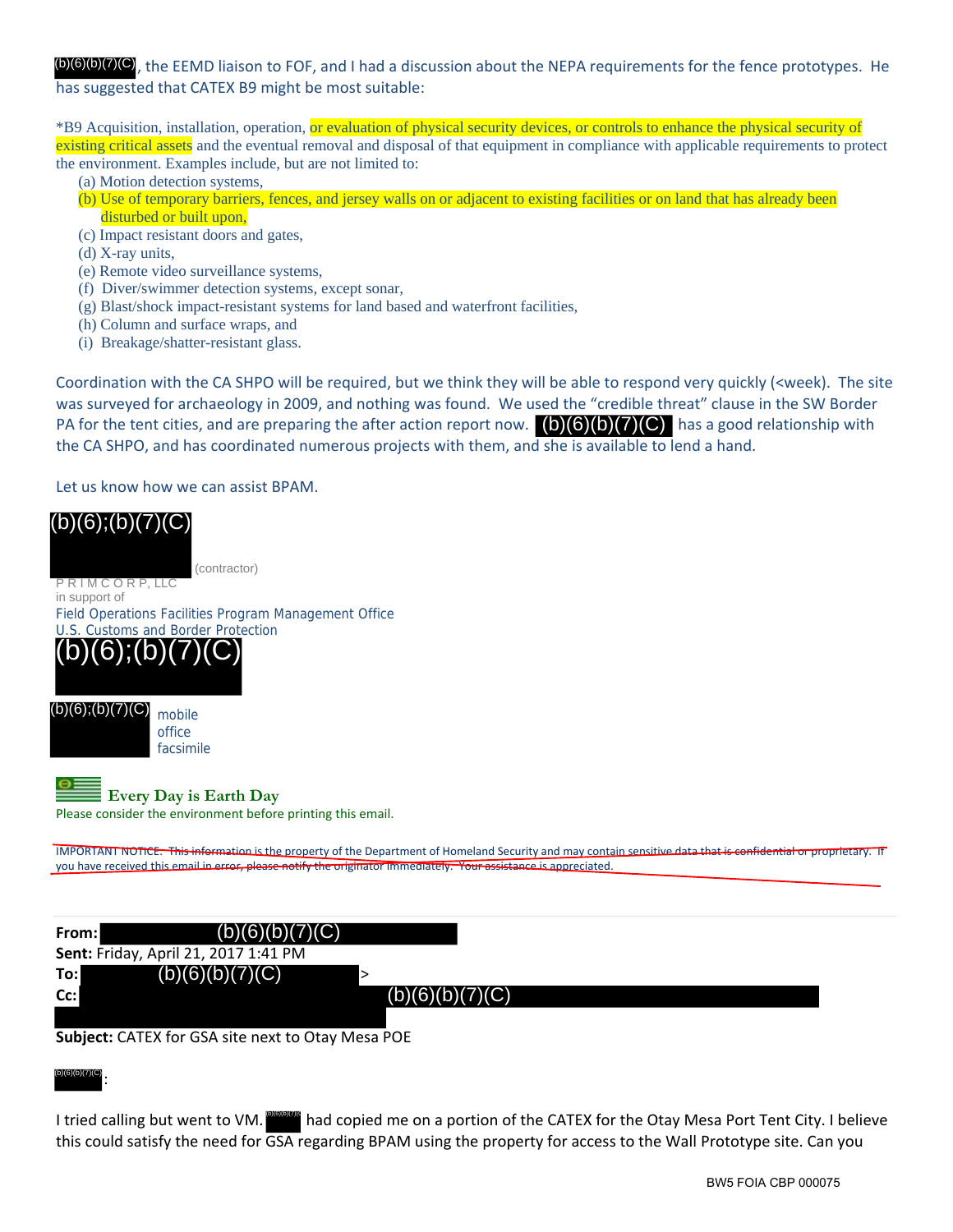(b)(6)(b)(7)(C), the EEMD liaison to FOF, and I had a discussion about the NEPA requirements for the fence prototypes. He has suggested that CATEX B9 might be most suitable:

*B9 Acquisition, installation, operation, or evaluation of physical security devices, or controls to enhance the physical security of existing critical assets and the eventual removal and disposal of that equipment in compliance with applicable requirements to protect the environment. Examples include, but are not limited to:

- (a) Motion detection systems,
- (b) Use of temporary barriers, fences, and jersey walls on or adjacent to existing facilities or on land that has already been disturbed or built upon,
- (c) Impact resistant doors and gates,
- (d) X-ray units,
- (e) Remote video surveillance systems,
- (f) Diver/swimmer detection systems, except sonar,
- (g) Blast/shock impact-resistant systems for land based and waterfront facilities,
- (h) Column and surface wraps, and
- (i) Breakage/shatter-resistant glass.

Coordination with the CA SHPO will be required, but we think they will be able to respond very quickly (<week). The site was surveyed for archaeology in 2009, and nothing was found. We used the "credible threat" clause in the SW Border PA for the tent cities, and are preparing the after action report now. (b)(6)(b)(7)(C) has a good relationship with the CA SHPO, and has coordinated numerous projects with them, and she is available to lend a hand.

Let us know how we can assist BPAM.

(b)(6);(b)(7)(C) (contractor)
PRIMCORP, LLC
in support of
Field Operations Facilities Program Management Office
U.S. Customs and Border Protection
(b)(6);(b)(7)(C)

(b)(6);(b)(7)(C) mobile
office
facsimile

**Every Day is Earth Day**
Please consider the environment before printing this email.

~~IMPORTANT NOTICE: This information is the property of the Department of Homeland Security and may contain sensitive data that is confidential or proprietary. If you have received this email in error, please notify the originator immediately. Your assistance is appreciated.~~

**From:** (b)(6)(b)(7)(C)
**Sent:** Friday, April 21, 2017 1:41 PM
**To:** (b)(6)(b)(7)(C) >
**Cc:** (b)(6)(b)(7)(C)
**Subject:** CATEX for GSA site next to Otay Mesa POE

(b)(6)(b)(7)(C):

I tried calling but went to VM. (b)(6)(b)(7)(C) had copied me on a portion of the CATEX for the Otay Mesa Port Tent City. I believe this could satisfy the need for GSA regarding BPAM using the property for access to the Wall Prototype site. Can you

BW5 FOIA CBP 000075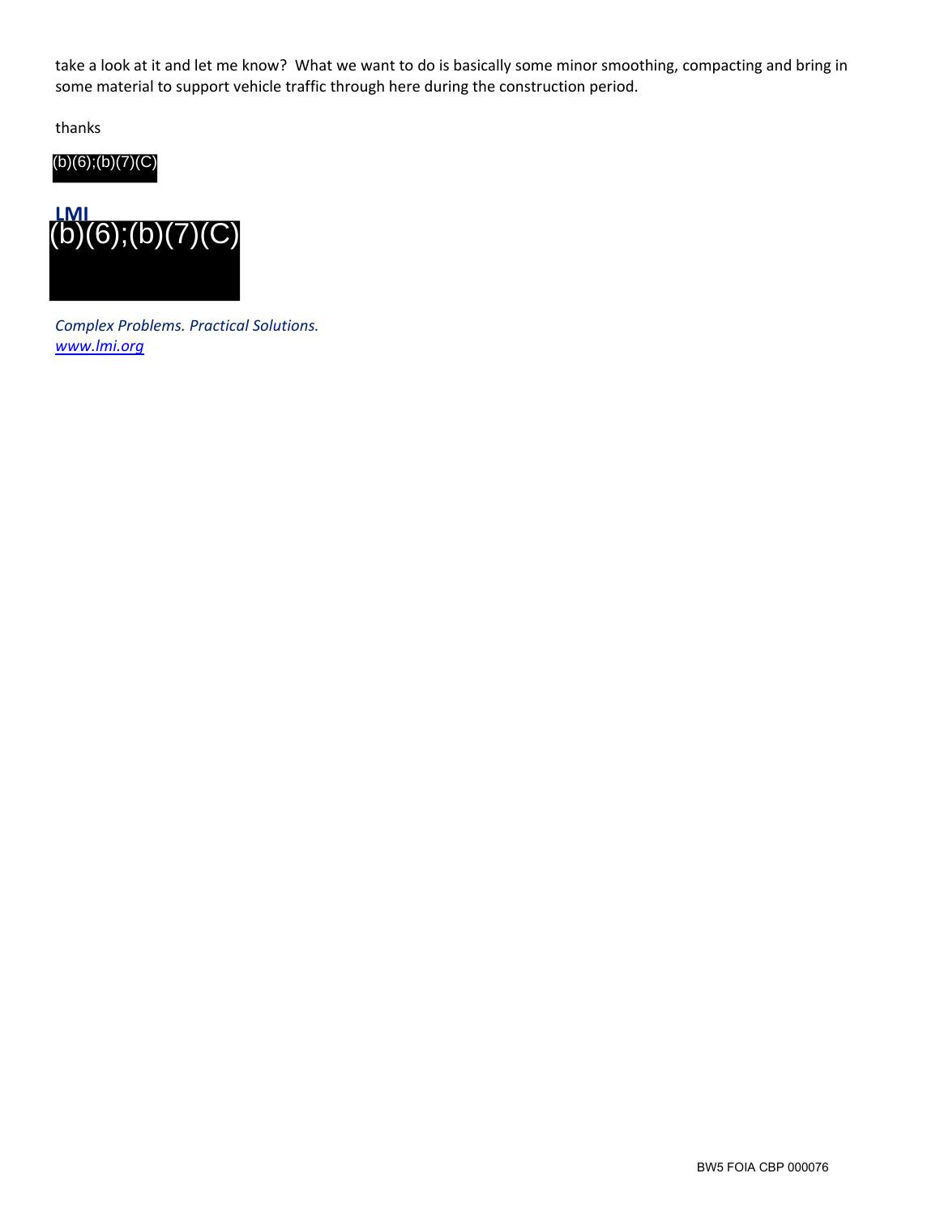take a look at it and let me know? What we want to do is basically some minor smoothing, compacting and bring in some material to support vehicle traffic through here during the construction period.

thanks

(b)(6);(b)(7)(C)

**LMI**
(b)(6);(b)(7)(C)

*Complex Problems. Practical Solutions.*
*www.lmi.org*

BW5 FOIA CBP 000076